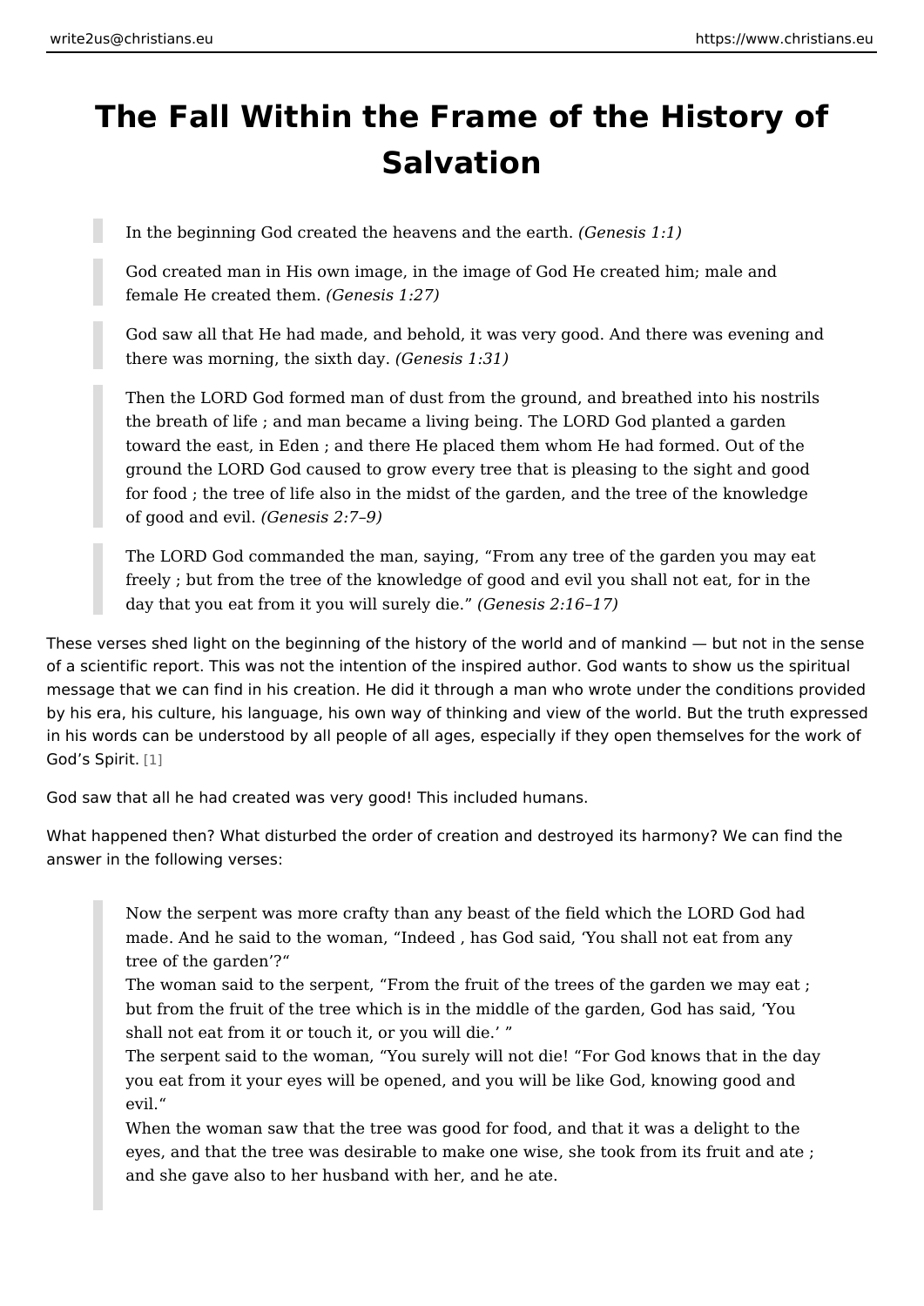# The Fall Within the Frame of the History of Salvation

> In the beginning God created the heavens and the earth. *(Genesis 1:1)*

> God created man in His own image, in the image of God He created him; male and female He created them. *(Genesis 1:27)*

> God saw all that He had made, and behold, it was very good. And there was evening and there was morning, the sixth day. *(Genesis 1:31)*

> Then the LORD God formed man of dust from the ground, and breathed into his nostrils the breath of life ; and man became a living being. The LORD God planted a garden toward the east, in Eden ; and there He placed them whom He had formed. Out of the ground the LORD God caused to grow every tree that is pleasing to the sight and good for food ; the tree of life also in the midst of the garden, and the tree of the knowledge of good and evil. *(Genesis 2:7–9)*

> The LORD God commanded the man, saying, "From any tree of the garden you may eat freely ; but from the tree of the knowledge of good and evil you shall not eat, for in the day that you eat from it you will surely die." *(Genesis 2:16–17)*

These verses shed light on the beginning of the history of the world and of mankind — but not in the sense of a scientific report. This was not the intention of the inspired author. God wants to show us the spiritual message that we can find in his creation. He did it through a man who wrote under the conditions provided by his era, his culture, his language, his own way of thinking and view of the world. But the truth expressed in his words can be understood by all people of all ages, especially if they open themselves for the work of God's Spirit. [1]

God saw that all he had created was very good! This included humans.

What happened then? What disturbed the order of creation and destroyed its harmony? We can find the answer in the following verses:

> Now the serpent was more crafty than any beast of the field which the LORD God had made. And he said to the woman, "Indeed , has God said, 'You shall not eat from any tree of the garden'?"
> The woman said to the serpent, "From the fruit of the trees of the garden we may eat ; but from the fruit of the tree which is in the middle of the garden, God has said, 'You shall not eat from it or touch it, or you will die.' "
> The serpent said to the woman, "You surely will not die! "For God knows that in the day you eat from it your eyes will be opened, and you will be like God, knowing good and evil."
> When the woman saw that the tree was good for food, and that it was a delight to the eyes, and that the tree was desirable to make one wise, she took from its fruit and ate ; and she gave also to her husband with her, and he ate.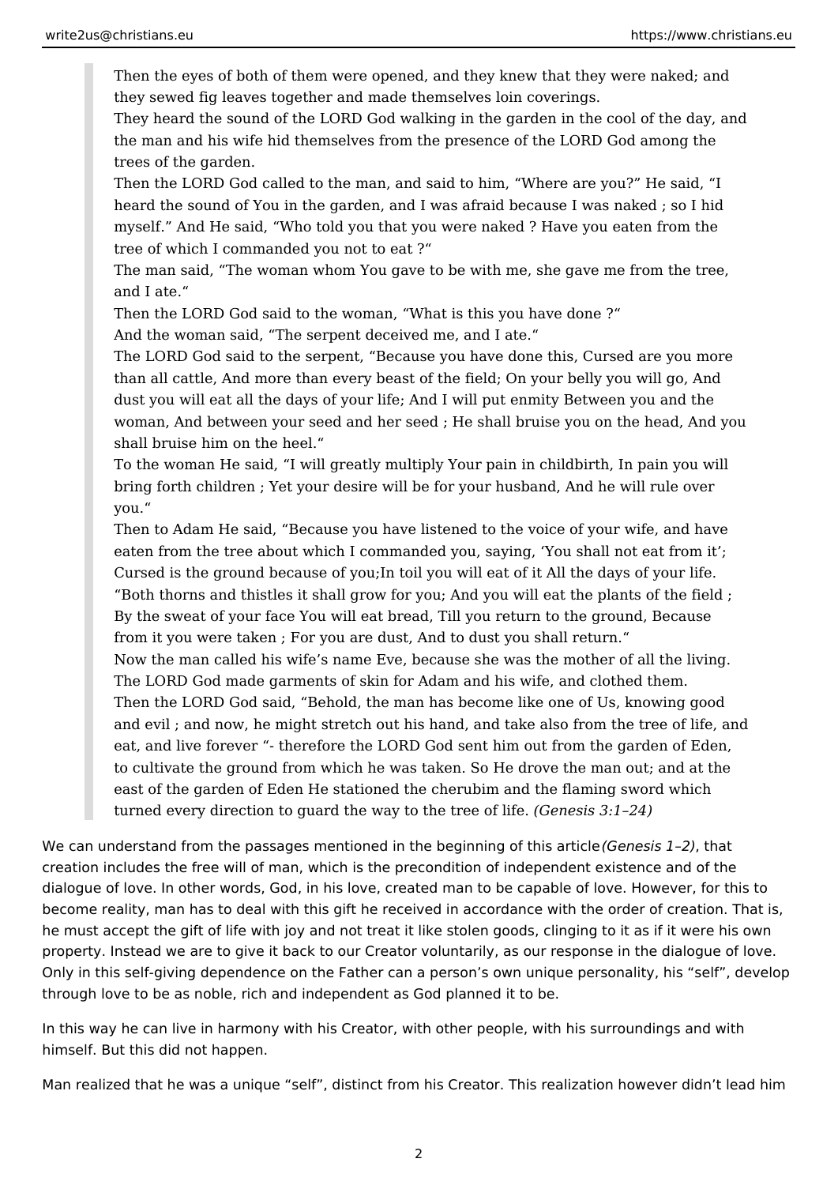> Then the eyes of both of them were opened, and they knew that they were naked; and they sewed fig leaves together and made themselves loin coverings.
> They heard the sound of the LORD God walking in the garden in the cool of the day, and the man and his wife hid themselves from the presence of the LORD God among the trees of the garden.
> Then the LORD God called to the man, and said to him, "Where are you?" He said, "I heard the sound of You in the garden, and I was afraid because I was naked ; so I hid myself." And He said, "Who told you that you were naked ? Have you eaten from the tree of which I commanded you not to eat ?"
> The man said, "The woman whom You gave to be with me, she gave me from the tree, and I ate."
> Then the LORD God said to the woman, "What is this you have done ?"
> And the woman said, "The serpent deceived me, and I ate."
> The LORD God said to the serpent, "Because you have done this, Cursed are you more than all cattle, And more than every beast of the field; On your belly you will go, And dust you will eat all the days of your life; And I will put enmity Between you and the woman, And between your seed and her seed ; He shall bruise you on the head, And you shall bruise him on the heel."
> To the woman He said, "I will greatly multiply Your pain in childbirth, In pain you will bring forth children ; Yet your desire will be for your husband, And he will rule over you."
> Then to Adam He said, "Because you have listened to the voice of your wife, and have eaten from the tree about which I commanded you, saying, 'You shall not eat from it'; Cursed is the ground because of you;In toil you will eat of it All the days of your life. "Both thorns and thistles it shall grow for you; And you will eat the plants of the field ; By the sweat of your face You will eat bread, Till you return to the ground, Because from it you were taken ; For you are dust, And to dust you shall return."
> Now the man called his wife's name Eve, because she was the mother of all the living.
> The LORD God made garments of skin for Adam and his wife, and clothed them.
> Then the LORD God said, "Behold, the man has become like one of Us, knowing good and evil ; and now, he might stretch out his hand, and take also from the tree of life, and eat, and live forever "- therefore the LORD God sent him out from the garden of Eden, to cultivate the ground from which he was taken. So He drove the man out; and at the east of the garden of Eden He stationed the cherubim and the flaming sword which turned every direction to guard the way to the tree of life. *(Genesis 3:1–24)*

We can understand from the passages mentioned in the beginning of this article *(Genesis 1–2)*, that creation includes the free will of man, which is the precondition of independent existence and of the dialogue of love. In other words, God, in his love, created man to be capable of love. However, for this to become reality, man has to deal with this gift he received in accordance with the order of creation. That is, he must accept the gift of life with joy and not treat it like stolen goods, clinging to it as if it were his own property. Instead we are to give it back to our Creator voluntarily, as our response in the dialogue of love. Only in this self-giving dependence on the Father can a person's own unique personality, his "self", develop through love to be as noble, rich and independent as God planned it to be.

In this way he can live in harmony with his Creator, with other people, with his surroundings and with himself. But this did not happen.

Man realized that he was a unique "self", distinct from his Creator. This realization however didn't lead him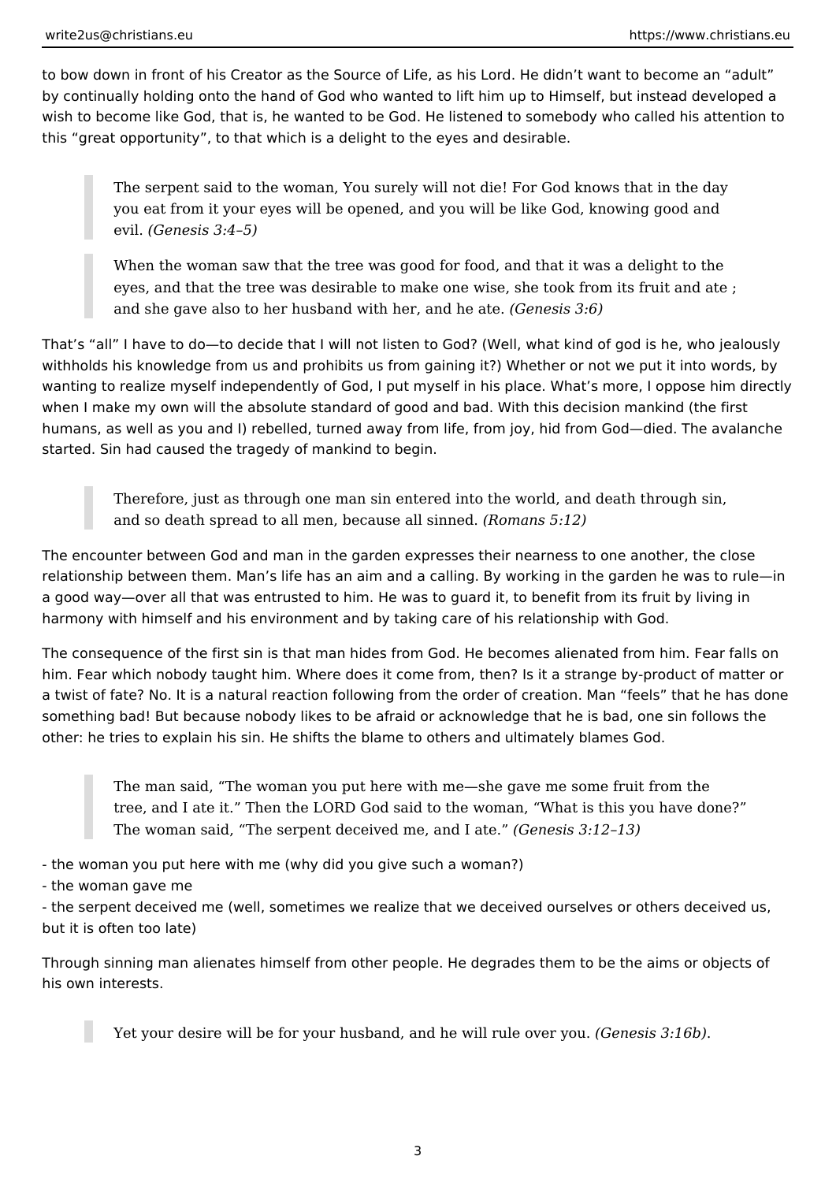to bow down in front of his Creator as the Source of Life, as his Lord. He didn't want to become an "adult" by continually holding onto the hand of God who wanted to lift him up to Himself, but instead developed a wish to become like God, that is, he wanted to be God. He listened to somebody who called his attention to this "great opportunity", to that which is a delight to the eyes and desirable.

> The serpent said to the woman, You surely will not die! For God knows that in the day you eat from it your eyes will be opened, and you will be like God, knowing good and evil. *(Genesis 3:4–5)*

> When the woman saw that the tree was good for food, and that it was a delight to the eyes, and that the tree was desirable to make one wise, she took from its fruit and ate ; and she gave also to her husband with her, and he ate. *(Genesis 3:6)*

That's "all" I have to do—to decide that I will not listen to God? (Well, what kind of god is he, who jealously withholds his knowledge from us and prohibits us from gaining it?) Whether or not we put it into words, by wanting to realize myself independently of God, I put myself in his place. What's more, I oppose him directly when I make my own will the absolute standard of good and bad. With this decision mankind (the first humans, as well as you and I) rebelled, turned away from life, from joy, hid from God—died. The avalanche started. Sin had caused the tragedy of mankind to begin.

> Therefore, just as through one man sin entered into the world, and death through sin, and so death spread to all men, because all sinned. *(Romans 5:12)*

The encounter between God and man in the garden expresses their nearness to one another, the close relationship between them. Man's life has an aim and a calling. By working in the garden he was to rule—in a good way—over all that was entrusted to him. He was to guard it, to benefit from its fruit by living in harmony with himself and his environment and by taking care of his relationship with God.

The consequence of the first sin is that man hides from God. He becomes alienated from him. Fear falls on him. Fear which nobody taught him. Where does it come from, then? Is it a strange by-product of matter or a twist of fate? No. It is a natural reaction following from the order of creation. Man "feels" that he has done something bad! But because nobody likes to be afraid or acknowledge that he is bad, one sin follows the other: he tries to explain his sin. He shifts the blame to others and ultimately blames God.

> The man said, "The woman you put here with me—she gave me some fruit from the tree, and I ate it." Then the LORD God said to the woman, "What is this you have done?" The woman said, "The serpent deceived me, and I ate." *(Genesis 3:12–13)*

- the woman you put here with me (why did you give such a woman?)
- the woman gave me
- the serpent deceived me (well, sometimes we realize that we deceived ourselves or others deceived us, but it is often too late)

Through sinning man alienates himself from other people. He degrades them to be the aims or objects of his own interests.

> Yet your desire will be for your husband, and he will rule over you. *(Genesis 3:16b)*.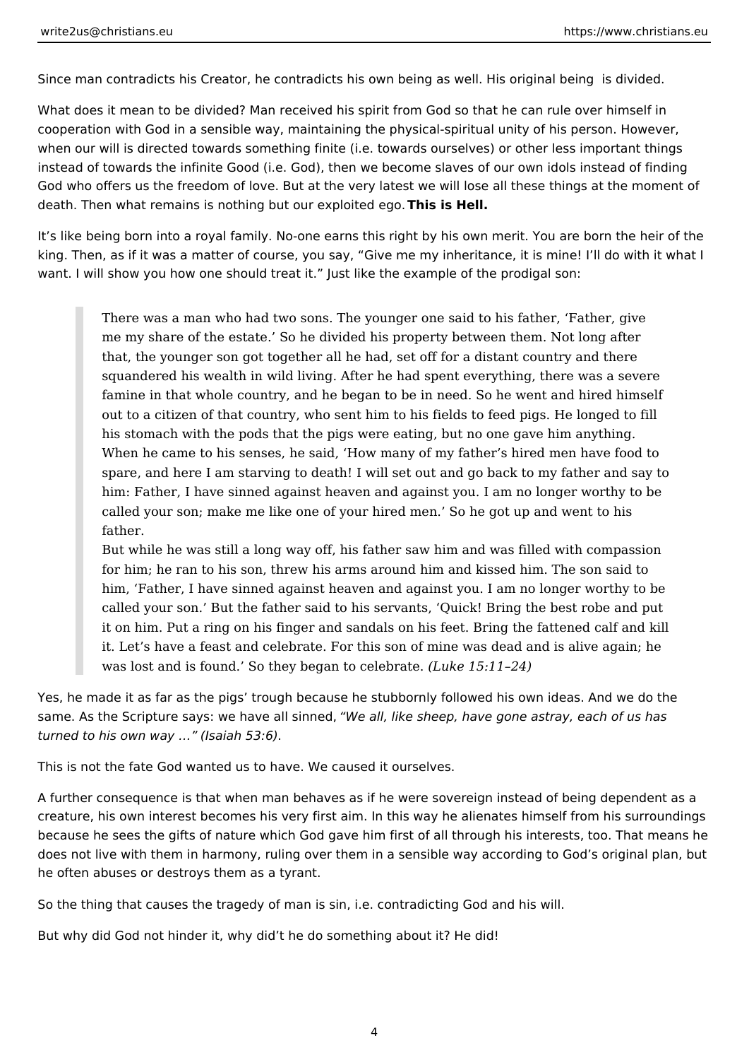Since man contradicts his Creator, he contradicts his own being as well. His original being is divided.

What does it mean to be divided? Man received his spirit from God so that he can rule over himself in cooperation with God in a sensible way, maintaining the physical-spiritual unity of his person. However, when our will is directed towards something finite (i.e. towards ourselves) or other less important things instead of towards the infinite Good (i.e. God), then we become slaves of our own idols instead of finding God who offers us the freedom of love. But at the very latest we will lose all these things at the moment of death. Then what remains is nothing but our exploited ego. **This is Hell.**

It's like being born into a royal family. No-one earns this right by his own merit. You are born the heir of the king. Then, as if it was a matter of course, you say, "Give me my inheritance, it is mine! I'll do with it what I want. I will show you how one should treat it." Just like the example of the prodigal son:

> There was a man who had two sons. The younger one said to his father, 'Father, give me my share of the estate.' So he divided his property between them. Not long after that, the younger son got together all he had, set off for a distant country and there squandered his wealth in wild living. After he had spent everything, there was a severe famine in that whole country, and he began to be in need. So he went and hired himself out to a citizen of that country, who sent him to his fields to feed pigs. He longed to fill his stomach with the pods that the pigs were eating, but no one gave him anything. When he came to his senses, he said, 'How many of my father's hired men have food to spare, and here I am starving to death! I will set out and go back to my father and say to him: Father, I have sinned against heaven and against you. I am no longer worthy to be called your son; make me like one of your hired men.' So he got up and went to his father.
> But while he was still a long way off, his father saw him and was filled with compassion for him; he ran to his son, threw his arms around him and kissed him. The son said to him, 'Father, I have sinned against heaven and against you. I am no longer worthy to be called your son.' But the father said to his servants, 'Quick! Bring the best robe and put it on him. Put a ring on his finger and sandals on his feet. Bring the fattened calf and kill it. Let's have a feast and celebrate. For this son of mine was dead and is alive again; he was lost and is found.' So they began to celebrate. *(Luke 15:11–24)*

Yes, he made it as far as the pigs' trough because he stubbornly followed his own ideas. And we do the same. As the Scripture says: we have all sinned, *"We all, like sheep, have gone astray, each of us has turned to his own way …" (Isaiah 53:6)*.

This is not the fate God wanted us to have. We caused it ourselves.

A further consequence is that when man behaves as if he were sovereign instead of being dependent as a creature, his own interest becomes his very first aim. In this way he alienates himself from his surroundings because he sees the gifts of nature which God gave him first of all through his interests, too. That means he does not live with them in harmony, ruling over them in a sensible way according to God's original plan, but he often abuses or destroys them as a tyrant.

So the thing that causes the tragedy of man is sin, i.e. contradicting God and his will.

But why did God not hinder it, why did't he do something about it? He did!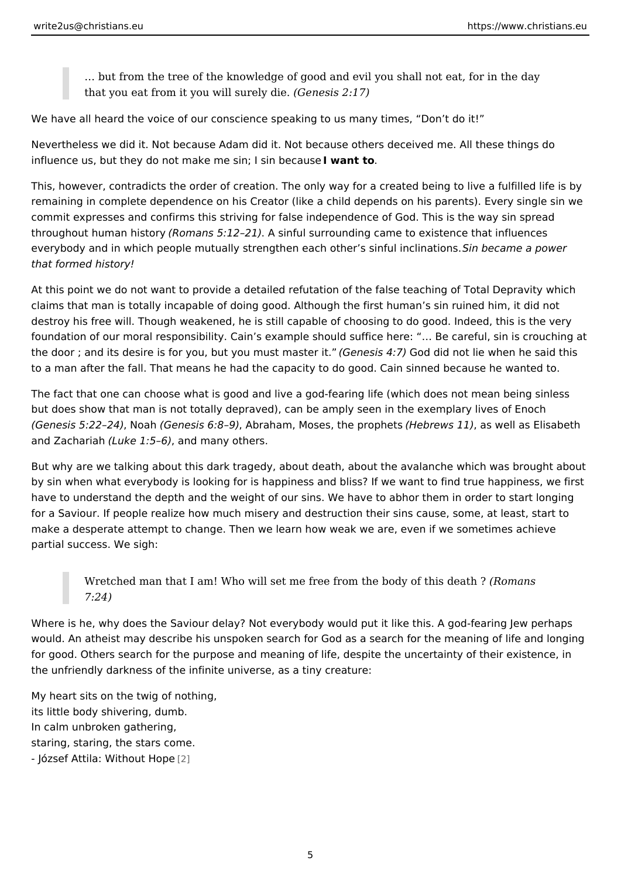> … but from the tree of the knowledge of good and evil you shall not eat, for in the day that you eat from it you will surely die. *(Genesis 2:17)*

We have all heard the voice of our conscience speaking to us many times, "Don't do it!"

Nevertheless we did it. Not because Adam did it. Not because others deceived me. All these things do influence us, but they do not make me sin; I sin because **I want to**.

This, however, contradicts the order of creation. The only way for a created being to live a fulfilled life is by remaining in complete dependence on his Creator (like a child depends on his parents). Every single sin we commit expresses and confirms this striving for false independence of God. This is the way sin spread throughout human history *(Romans 5:12–21)*. A sinful surrounding came to existence that influences everybody and in which people mutually strengthen each other's sinful inclinations. *Sin became a power that formed history!*

At this point we do not want to provide a detailed refutation of the false teaching of Total Depravity which claims that man is totally incapable of doing good. Although the first human's sin ruined him, it did not destroy his free will. Though weakened, he is still capable of choosing to do good. Indeed, this is the very foundation of our moral responsibility. Cain's example should suffice here: "… Be careful, sin is crouching at the door ; and its desire is for you, but you must master it." *(Genesis 4:7)* God did not lie when he said this to a man after the fall. That means he had the capacity to do good. Cain sinned because he wanted to.

The fact that one can choose what is good and live a god-fearing life (which does not mean being sinless but does show that man is not totally depraved), can be amply seen in the exemplary lives of Enoch *(Genesis 5:22–24)*, Noah *(Genesis 6:8–9)*, Abraham, Moses, the prophets *(Hebrews 11)*, as well as Elisabeth and Zachariah *(Luke 1:5–6)*, and many others.

But why are we talking about this dark tragedy, about death, about the avalanche which was brought about by sin when what everybody is looking for is happiness and bliss? If we want to find true happiness, we first have to understand the depth and the weight of our sins. We have to abhor them in order to start longing for a Saviour. If people realize how much misery and destruction their sins cause, some, at least, start to make a desperate attempt to change. Then we learn how weak we are, even if we sometimes achieve partial success. We sigh:

> Wretched man that I am! Who will set me free from the body of this death ? *(Romans 7:24)*

Where is he, why does the Saviour delay? Not everybody would put it like this. A god-fearing Jew perhaps would. An atheist may describe his unspoken search for God as a search for the meaning of life and longing for good. Others search for the purpose and meaning of life, despite the uncertainty of their existence, in the unfriendly darkness of the infinite universe, as a tiny creature:

My heart sits on the twig of nothing,
its little body shivering, dumb.
In calm unbroken gathering,
staring, staring, the stars come.
- József Attila: Without Hope [2]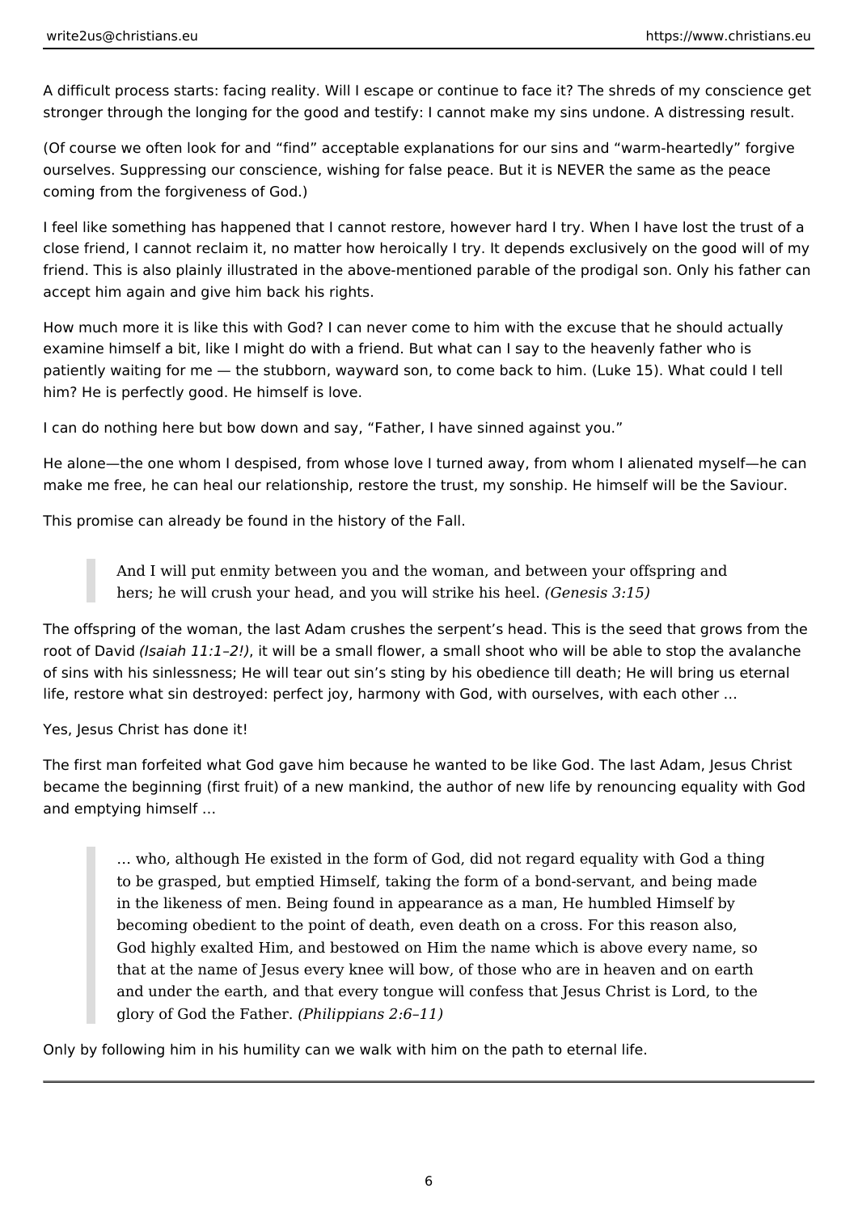A difficult process starts: facing reality. Will I escape or continue to face it? The shreds of my conscience get stronger through the longing for the good and testify: I cannot make my sins undone. A distressing result.

(Of course we often look for and "find" acceptable explanations for our sins and "warm-heartedly" forgive ourselves. Suppressing our conscience, wishing for false peace. But it is NEVER the same as the peace coming from the forgiveness of God.)

I feel like something has happened that I cannot restore, however hard I try. When I have lost the trust of a close friend, I cannot reclaim it, no matter how heroically I try. It depends exclusively on the good will of my friend. This is also plainly illustrated in the above-mentioned parable of the prodigal son. Only his father can accept him again and give him back his rights.

How much more it is like this with God? I can never come to him with the excuse that he should actually examine himself a bit, like I might do with a friend. But what can I say to the heavenly father who is patiently waiting for me — the stubborn, wayward son, to come back to him. (Luke 15). What could I tell him? He is perfectly good. He himself is love.

I can do nothing here but bow down and say, "Father, I have sinned against you."

He alone—the one whom I despised, from whose love I turned away, from whom I alienated myself—he can make me free, he can heal our relationship, restore the trust, my sonship. He himself will be the Saviour.

This promise can already be found in the history of the Fall.

> And I will put enmity between you and the woman, and between your offspring and hers; he will crush your head, and you will strike his heel. *(Genesis 3:15)*

The offspring of the woman, the last Adam crushes the serpent's head. This is the seed that grows from the root of David *(Isaiah 11:1–2!)*, it will be a small flower, a small shoot who will be able to stop the avalanche of sins with his sinlessness; He will tear out sin's sting by his obedience till death; He will bring us eternal life, restore what sin destroyed: perfect joy, harmony with God, with ourselves, with each other …

Yes, Jesus Christ has done it!

The first man forfeited what God gave him because he wanted to be like God. The last Adam, Jesus Christ became the beginning (first fruit) of a new mankind, the author of new life by renouncing equality with God and emptying himself …

> … who, although He existed in the form of God, did not regard equality with God a thing to be grasped, but emptied Himself, taking the form of a bond-servant, and being made in the likeness of men. Being found in appearance as a man, He humbled Himself by becoming obedient to the point of death, even death on a cross. For this reason also, God highly exalted Him, and bestowed on Him the name which is above every name, so that at the name of Jesus every knee will bow, of those who are in heaven and on earth and under the earth, and that every tongue will confess that Jesus Christ is Lord, to the glory of God the Father. *(Philippians 2:6–11)*

Only by following him in his humility can we walk with him on the path to eternal life.

---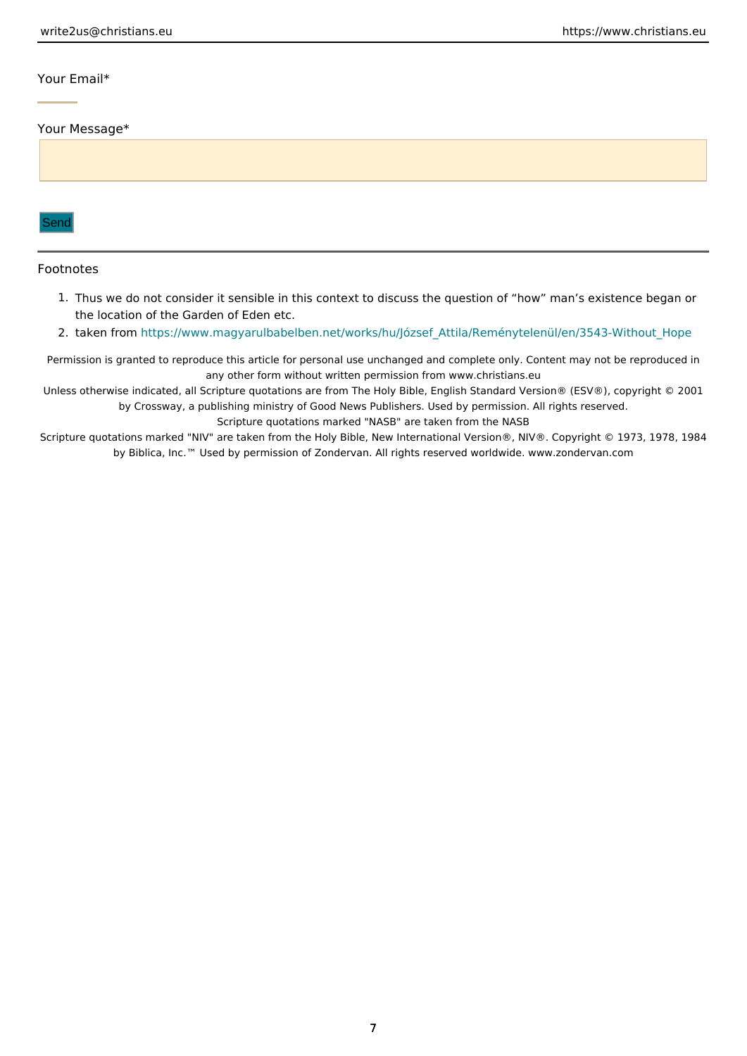Your Email*

Your Message*

Send

Footnotes

1. Thus we do not consider it sensible in this context to discuss the question of “how” man’s existence began or the location of the Garden of Eden etc.
2. taken from https://www.magyarulbabelben.net/works/hu/József_Attila/Reménytelenül/en/3543-Without_Hope

Permission is granted to reproduce this article for personal use unchanged and complete only. Content may not be reproduced in any other form without written permission from www.christians.eu

Unless otherwise indicated, all Scripture quotations are from The Holy Bible, English Standard Version® (ESV®), copyright © 2001 by Crossway, a publishing ministry of Good News Publishers. Used by permission. All rights reserved.

Scripture quotations marked "NASB" are taken from the NASB

Scripture quotations marked "NIV" are taken from the Holy Bible, New International Version®, NIV®. Copyright © 1973, 1978, 1984 by Biblica, Inc.™ Used by permission of Zondervan. All rights reserved worldwide. www.zondervan.com